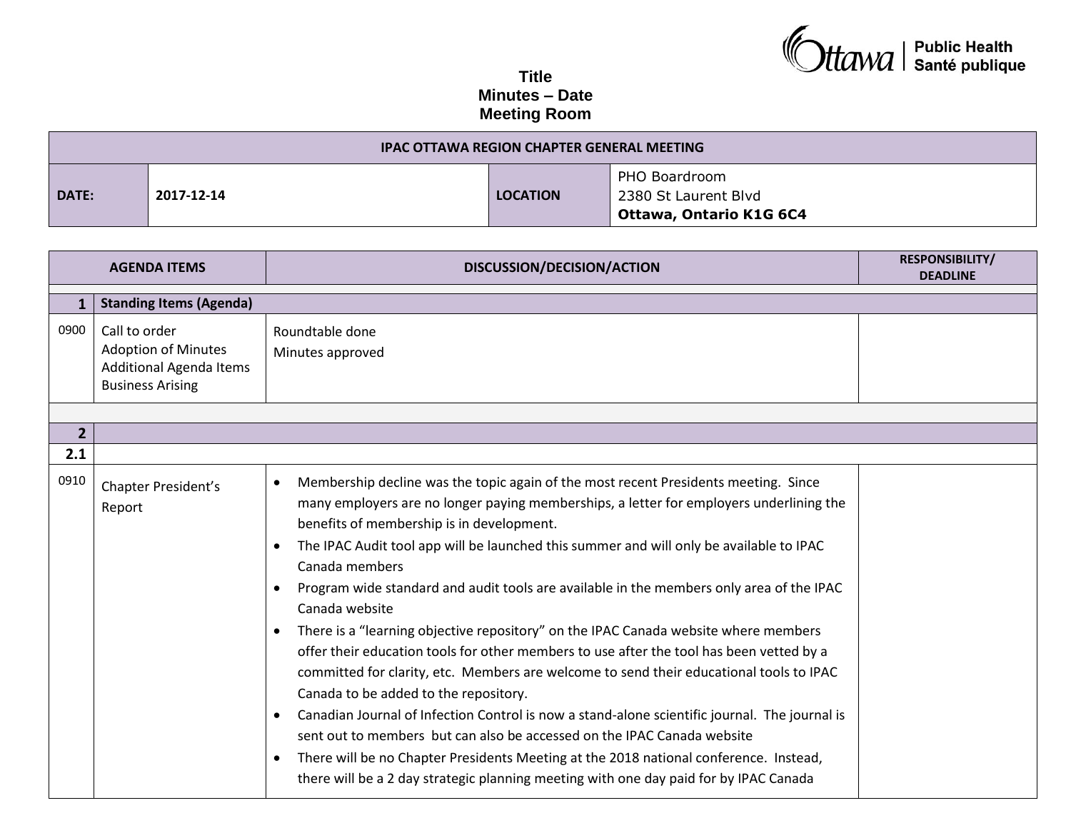**Title**
**Minutes – Date**
**Meeting Room**

| **IPAC OTTAWA REGION CHAPTER GENERAL MEETING** | | | |
|---|---|---|---|
| **DATE:** | **2017-12-14** | **LOCATION** | PHO Boardroom<br>2380 St Laurent Blvd<br>**Ottawa, Ontario K1G 6C4** |

| | AGENDA ITEMS | DISCUSSION/DECISION/ACTION | RESPONSIBILITY/ DEADLINE |
|---|---|---|---|
| **1** | **Standing Items (Agenda)** | | |
| 0900 | Call to order<br>Adoption of Minutes<br>Additional Agenda Items<br>Business Arising | Roundtable done<br>Minutes approved | |
| **2** | | | |
| **2.1** | | | |
| 0910 | Chapter President's Report | • Membership decline was the topic again of the most recent Presidents meeting. Since many employers are no longer paying memberships, a letter for employers underlining the benefits of membership is in development.<br>• The IPAC Audit tool app will be launched this summer and will only be available to IPAC Canada members<br>• Program wide standard and audit tools are available in the members only area of the IPAC Canada website<br>• There is a "learning objective repository" on the IPAC Canada website where members offer their education tools for other members to use after the tool has been vetted by a committed for clarity, etc. Members are welcome to send their educational tools to IPAC Canada to be added to the repository.<br>• Canadian Journal of Infection Control is now a stand-alone scientific journal. The journal is sent out to members but can also be accessed on the IPAC Canada website<br>• There will be no Chapter Presidents Meeting at the 2018 national conference. Instead, there will be a 2 day strategic planning meeting with one day paid for by IPAC Canada | |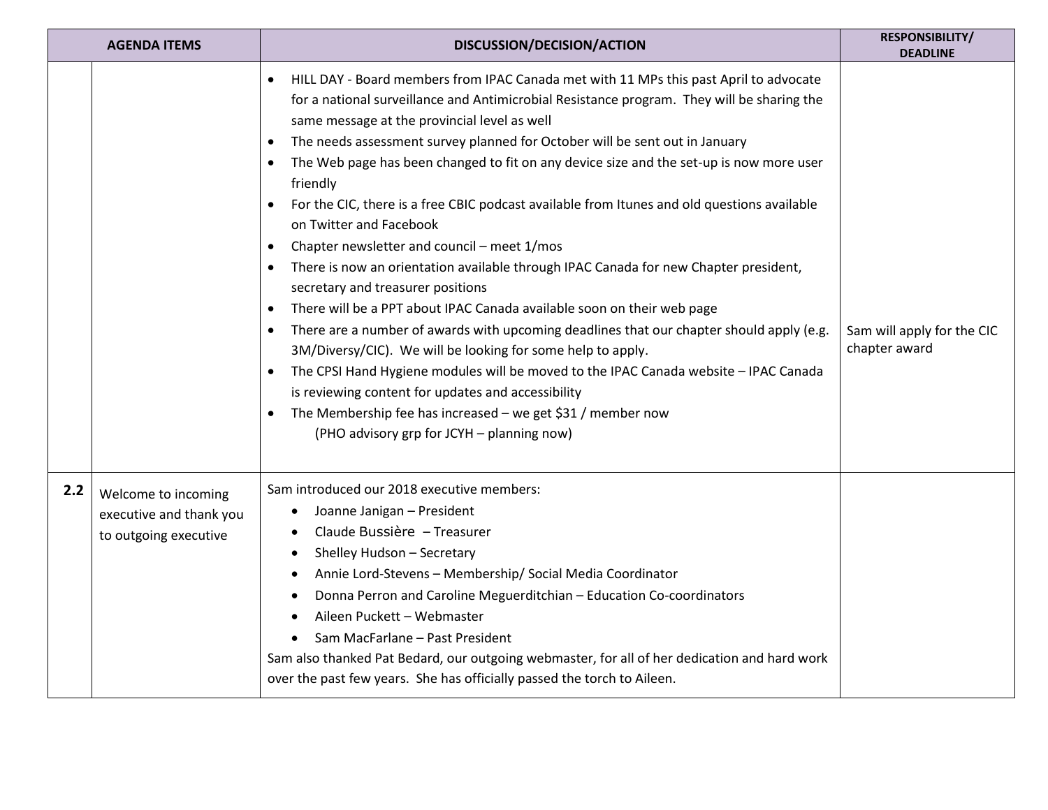| AGENDA ITEMS | | DISCUSSION/DECISION/ACTION | RESPONSIBILITY/ DEADLINE |
|---|---|---|---|
| | | • HILL DAY - Board members from IPAC Canada met with 11 MPs this past April to advocate for a national surveillance and Antimicrobial Resistance program. They will be sharing the same message at the provincial level as well<br>• The needs assessment survey planned for October will be sent out in January<br>• The Web page has been changed to fit on any device size and the set-up is now more user friendly<br>• For the CIC, there is a free CBIC podcast available from Itunes and old questions available on Twitter and Facebook<br>• Chapter newsletter and council – meet 1/mos<br>• There is now an orientation available through IPAC Canada for new Chapter president, secretary and treasurer positions<br>• There will be a PPT about IPAC Canada available soon on their web page<br>• There are a number of awards with upcoming deadlines that our chapter should apply (e.g. 3M/Diversy/CIC). We will be looking for some help to apply.<br>• The CPSI Hand Hygiene modules will be moved to the IPAC Canada website – IPAC Canada is reviewing content for updates and accessibility<br>• The Membership fee has increased – we get $31 / member now<br>(PHO advisory grp for JCYH – planning now) | Sam will apply for the CIC chapter award |
| **2.2** | Welcome to incoming executive and thank you to outgoing executive | Sam introduced our 2018 executive members:<br>• Joanne Janigan – President<br>• Claude Bussière – Treasurer<br>• Shelley Hudson – Secretary<br>• Annie Lord-Stevens – Membership/ Social Media Coordinator<br>• Donna Perron and Caroline Meguerditchian – Education Co-coordinators<br>• Aileen Puckett – Webmaster<br>• Sam MacFarlane – Past President<br>Sam also thanked Pat Bedard, our outgoing webmaster, for all of her dedication and hard work over the past few years. She has officially passed the torch to Aileen. | |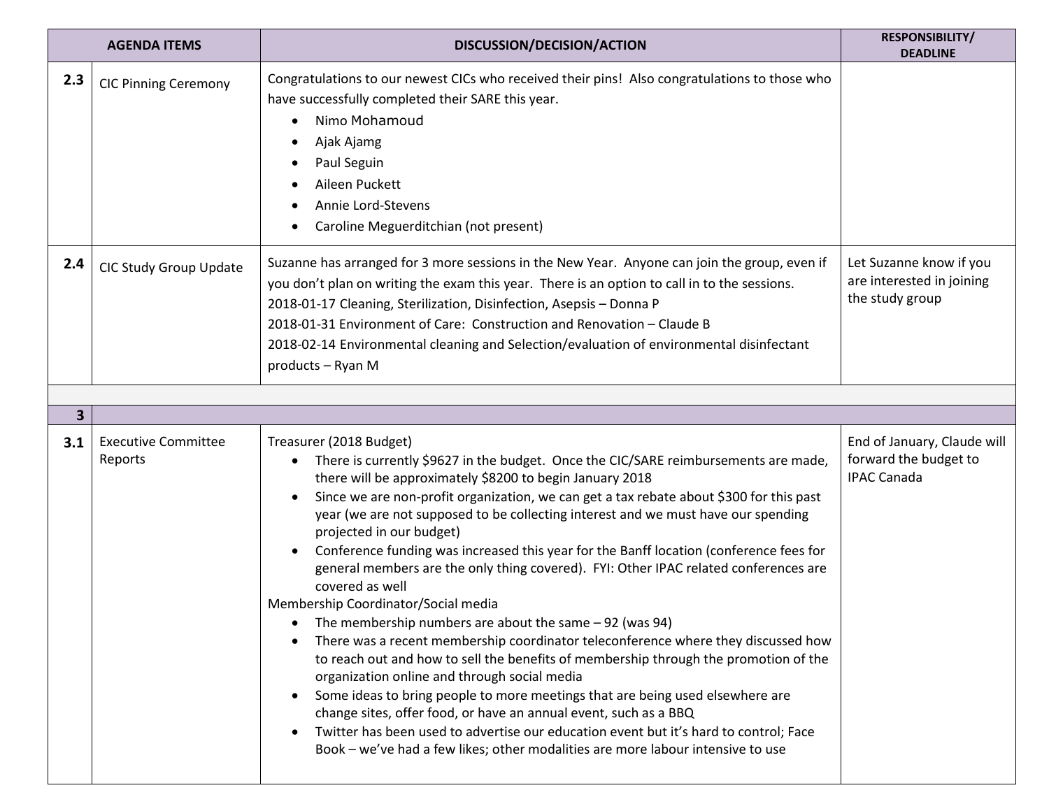| | AGENDA ITEMS | DISCUSSION/DECISION/ACTION | RESPONSIBILITY/ DEADLINE |
|---|---|---|---|
| 2.3 | CIC Pinning Ceremony | Congratulations to our newest CICs who received their pins! Also congratulations to those who have successfully completed their SARE this year.<br>• Nimo Mohamoud<br>• Ajak Ajamg<br>• Paul Seguin<br>• Aileen Puckett<br>• Annie Lord-Stevens<br>• Caroline Meguerditchian (not present) | |
| 2.4 | CIC Study Group Update | Suzanne has arranged for 3 more sessions in the New Year. Anyone can join the group, even if you don't plan on writing the exam this year. There is an option to call in to the sessions.<br>2018-01-17 Cleaning, Sterilization, Disinfection, Asepsis – Donna P<br>2018-01-31 Environment of Care: Construction and Renovation – Claude B<br>2018-02-14 Environmental cleaning and Selection/evaluation of environmental disinfectant products – Ryan M | Let Suzanne know if you are interested in joining the study group |
| | | | |
| 3 | | | |
| 3.1 | Executive Committee Reports | Treasurer (2018 Budget)<br>• There is currently $9627 in the budget. Once the CIC/SARE reimbursements are made, there will be approximately $8200 to begin January 2018<br>• Since we are non-profit organization, we can get a tax rebate about $300 for this past year (we are not supposed to be collecting interest and we must have our spending projected in our budget)<br>• Conference funding was increased this year for the Banff location (conference fees for general members are the only thing covered). FYI: Other IPAC related conferences are covered as well<br>Membership Coordinator/Social media<br>• The membership numbers are about the same – 92 (was 94)<br>• There was a recent membership coordinator teleconference where they discussed how to reach out and how to sell the benefits of membership through the promotion of the organization online and through social media<br>• Some ideas to bring people to more meetings that are being used elsewhere are change sites, offer food, or have an annual event, such as a BBQ<br>• Twitter has been used to advertise our education event but it's hard to control; Face Book – we've had a few likes; other modalities are more labour intensive to use | End of January, Claude will forward the budget to IPAC Canada |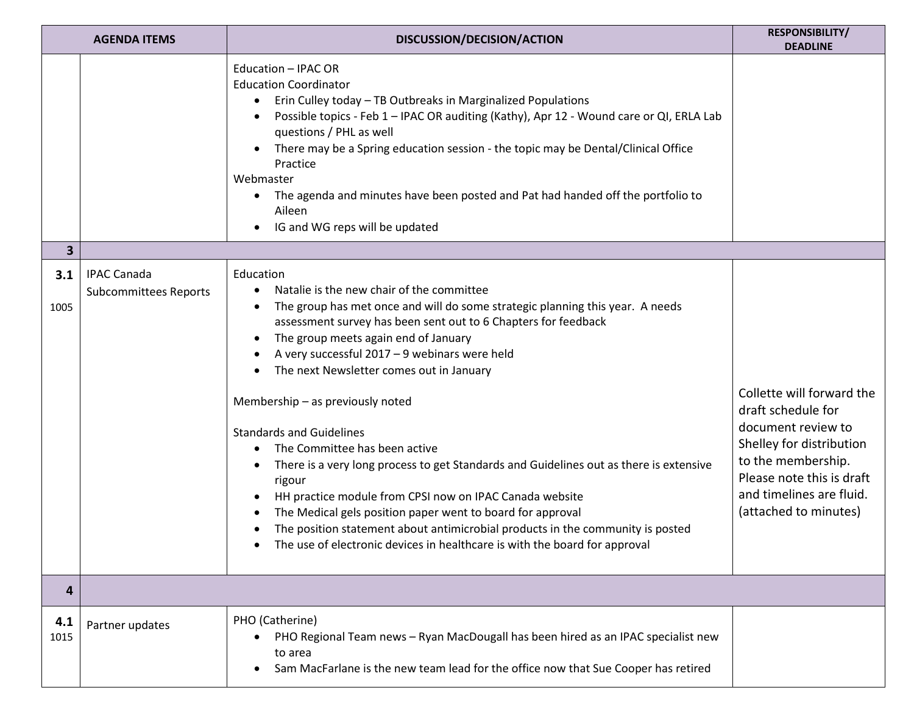| AGENDA ITEMS | | DISCUSSION/DECISION/ACTION | RESPONSIBILITY/ DEADLINE |
|---|---|---|---|
| | | Education – IPAC OR<br>Education Coordinator<br>• Erin Culley today – TB Outbreaks in Marginalized Populations<br>• Possible topics - Feb 1 – IPAC OR auditing (Kathy), Apr 12 - Wound care or QI, ERLA Lab questions / PHL as well<br>• There may be a Spring education session - the topic may be Dental/Clinical Office Practice<br>Webmaster<br>• The agenda and minutes have been posted and Pat had handed off the portfolio to Aileen<br>• IG and WG reps will be updated | |
| **3** | | | |
| **3.1**<br>1005 | IPAC Canada Subcommittees Reports | Education<br>• Natalie is the new chair of the committee<br>• The group has met once and will do some strategic planning this year. A needs assessment survey has been sent out to 6 Chapters for feedback<br>• The group meets again end of January<br>• A very successful 2017 – 9 webinars were held<br>• The next Newsletter comes out in January<br><br>Membership – as previously noted<br><br>Standards and Guidelines<br>• The Committee has been active<br>• There is a very long process to get Standards and Guidelines out as there is extensive rigour<br>• HH practice module from CPSI now on IPAC Canada website<br>• The Medical gels position paper went to board for approval<br>• The position statement about antimicrobial products in the community is posted<br>• The use of electronic devices in healthcare is with the board for approval | Collette will forward the draft schedule for document review to Shelley for distribution to the membership. Please note this is draft and timelines are fluid. (attached to minutes) |
| **4** | | | |
| **4.1**<br>1015 | Partner updates | PHO (Catherine)<br>• PHO Regional Team news – Ryan MacDougall has been hired as an IPAC specialist new to area<br>• Sam MacFarlane is the new team lead for the office now that Sue Cooper has retired | |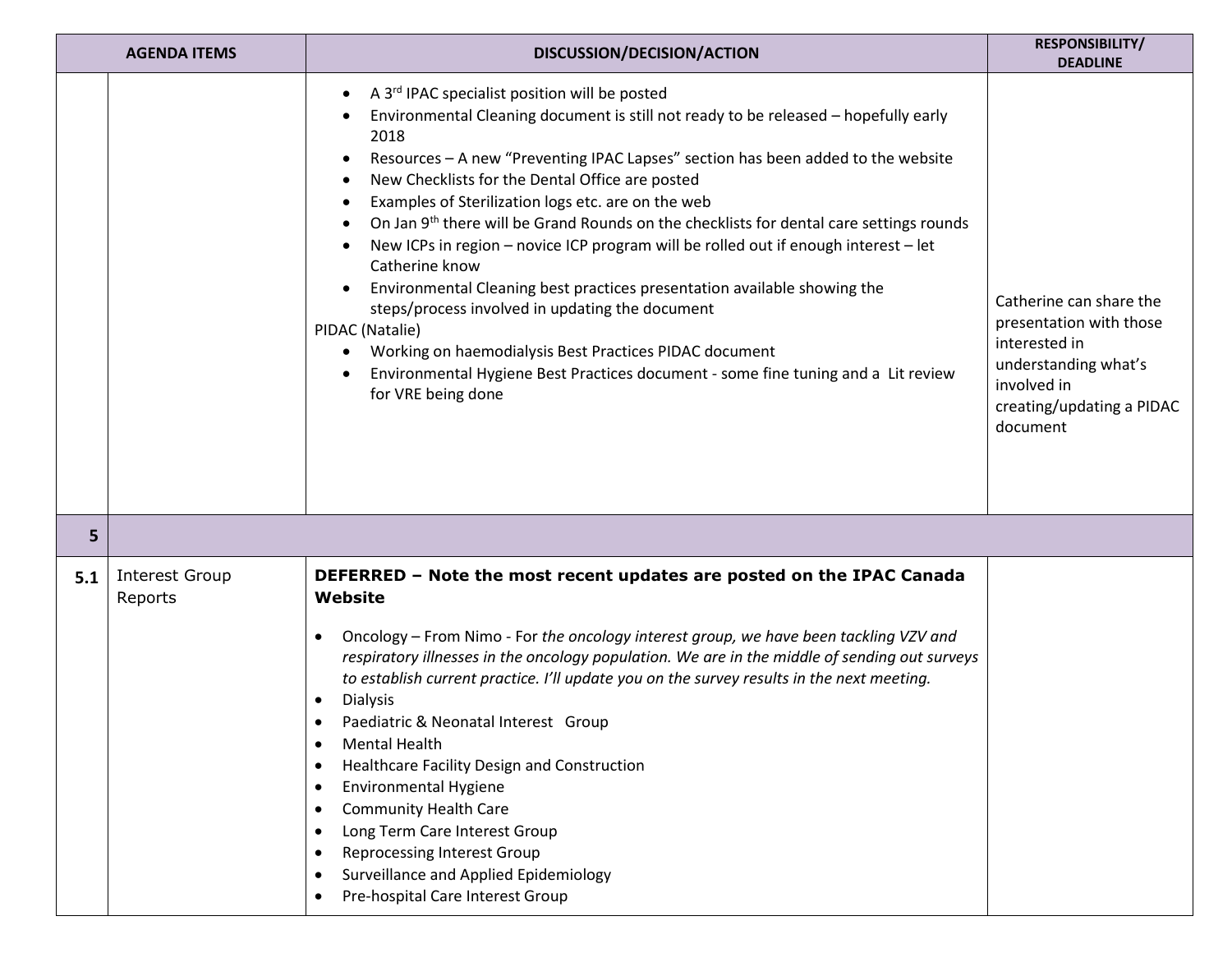| | AGENDA ITEMS | DISCUSSION/DECISION/ACTION | RESPONSIBILITY/ DEADLINE |
|---|---|---|---|
| | | • A 3rd IPAC specialist position will be posted<br>• Environmental Cleaning document is still not ready to be released – hopefully early 2018<br>• Resources – A new "Preventing IPAC Lapses" section has been added to the website<br>• New Checklists for the Dental Office are posted<br>• Examples of Sterilization logs etc. are on the web<br>• On Jan 9th there will be Grand Rounds on the checklists for dental care settings rounds<br>• New ICPs in region – novice ICP program will be rolled out if enough interest – let Catherine know<br>• Environmental Cleaning best practices presentation available showing the steps/process involved in updating the document<br>PIDAC (Natalie)<br>• Working on haemodialysis Best Practices PIDAC document<br>• Environmental Hygiene Best Practices document - some fine tuning and a Lit review for VRE being done | Catherine can share the presentation with those interested in understanding what's involved in creating/updating a PIDAC document |
| **5** | | | |
| **5.1** | Interest Group Reports | **DEFERRED – Note the most recent updates are posted on the IPAC Canada Website**<br>• Oncology – From Nimo - *For the oncology interest group, we have been tackling VZV and respiratory illnesses in the oncology population. We are in the middle of sending out surveys to establish current practice. I'll update you on the survey results in the next meeting.*<br>• Dialysis<br>• Paediatric & Neonatal Interest Group<br>• Mental Health<br>• Healthcare Facility Design and Construction<br>• Environmental Hygiene<br>• Community Health Care<br>• Long Term Care Interest Group<br>• Reprocessing Interest Group<br>• Surveillance and Applied Epidemiology<br>• Pre-hospital Care Interest Group | |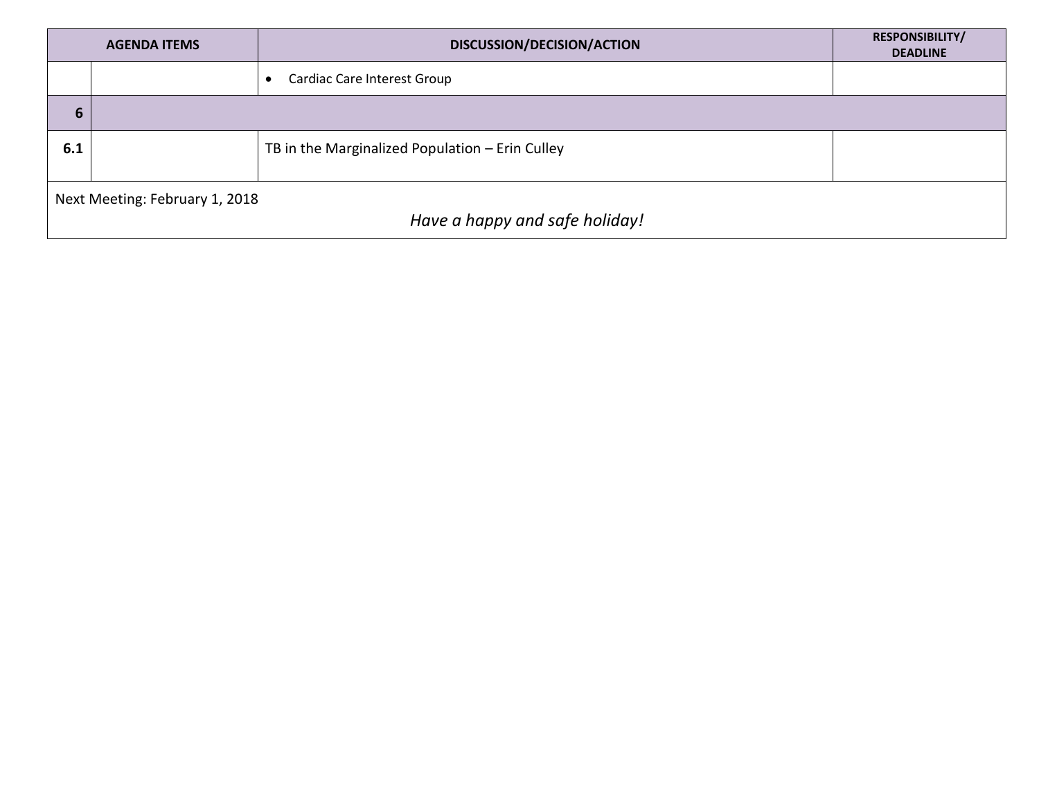| AGENDA ITEMS | | DISCUSSION/DECISION/ACTION | RESPONSIBILITY/ DEADLINE |
|---|---|---|---|
| | | • Cardiac Care Interest Group | |
| **6** | | | |
| **6.1** | | TB in the Marginalized Population – Erin Culley | |

Next Meeting: February 1, 2018

*Have a happy and safe holiday!*